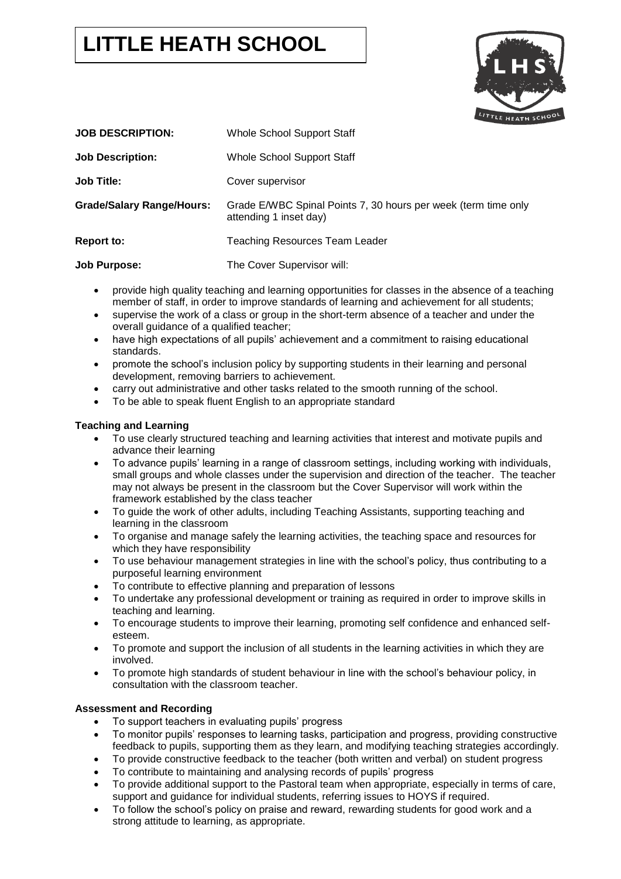# LITTLE HEATH SCHOOL

**JOB DESCRIPTION:** Whole School Support Staff

**Job Description:** Whole School Support Staff

**Job Title:** Cover supervisor

**Grade/Salary Range/Hours:** Grade E/WBC Spinal Points 7, 30 hours per week (term time only attending 1 inset day)

**Report to:** Teaching Resources Team Leader

**Job Purpose:** The Cover Supervisor will:

- provide high quality teaching and learning opportunities for classes in the absence of a teaching member of staff, in order to improve standards of learning and achievement for all students;
- supervise the work of a class or group in the short-term absence of a teacher and under the overall guidance of a qualified teacher;
- have high expectations of all pupils' achievement and a commitment to raising educational standards.
- promote the school's inclusion policy by supporting students in their learning and personal development, removing barriers to achievement.
- carry out administrative and other tasks related to the smooth running of the school.
- To be able to speak fluent English to an appropriate standard

**Teaching and Learning**

- To use clearly structured teaching and learning activities that interest and motivate pupils and advance their learning
- To advance pupils' learning in a range of classroom settings, including working with individuals, small groups and whole classes under the supervision and direction of the teacher. The teacher may not always be present in the classroom but the Cover Supervisor will work within the framework established by the class teacher
- To guide the work of other adults, including Teaching Assistants, supporting teaching and learning in the classroom
- To organise and manage safely the learning activities, the teaching space and resources for which they have responsibility
- To use behaviour management strategies in line with the school's policy, thus contributing to a purposeful learning environment
- To contribute to effective planning and preparation of lessons
- To undertake any professional development or training as required in order to improve skills in teaching and learning.
- To encourage students to improve their learning, promoting self confidence and enhanced self-esteem.
- To promote and support the inclusion of all students in the learning activities in which they are involved.
- To promote high standards of student behaviour in line with the school's behaviour policy, in consultation with the classroom teacher.

**Assessment and Recording**

- To support teachers in evaluating pupils' progress
- To monitor pupils' responses to learning tasks, participation and progress, providing constructive feedback to pupils, supporting them as they learn, and modifying teaching strategies accordingly.
- To provide constructive feedback to the teacher (both written and verbal) on student progress
- To contribute to maintaining and analysing records of pupils' progress
- To provide additional support to the Pastoral team when appropriate, especially in terms of care, support and guidance for individual students, referring issues to HOYS if required.
- To follow the school's policy on praise and reward, rewarding students for good work and a strong attitude to learning, as appropriate.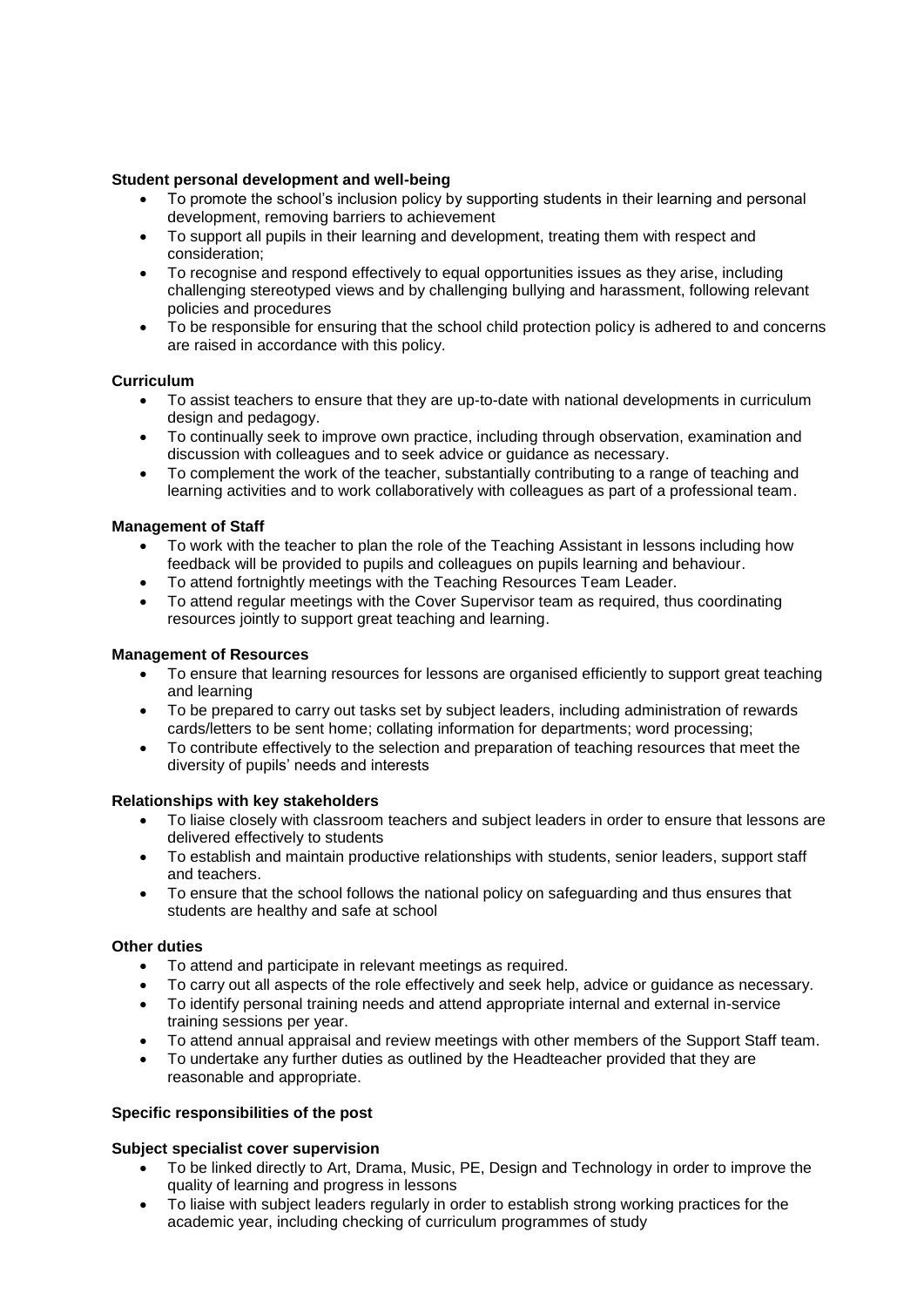**Student personal development and well-being**

- To promote the school's inclusion policy by supporting students in their learning and personal development, removing barriers to achievement
- To support all pupils in their learning and development, treating them with respect and consideration;
- To recognise and respond effectively to equal opportunities issues as they arise, including challenging stereotyped views and by challenging bullying and harassment, following relevant policies and procedures
- To be responsible for ensuring that the school child protection policy is adhered to and concerns are raised in accordance with this policy.

**Curriculum**

- To assist teachers to ensure that they are up-to-date with national developments in curriculum design and pedagogy.
- To continually seek to improve own practice, including through observation, examination and discussion with colleagues and to seek advice or guidance as necessary.
- To complement the work of the teacher, substantially contributing to a range of teaching and learning activities and to work collaboratively with colleagues as part of a professional team.

**Management of Staff**

- To work with the teacher to plan the role of the Teaching Assistant in lessons including how feedback will be provided to pupils and colleagues on pupils learning and behaviour.
- To attend fortnightly meetings with the Teaching Resources Team Leader.
- To attend regular meetings with the Cover Supervisor team as required, thus coordinating resources jointly to support great teaching and learning.

**Management of Resources**

- To ensure that learning resources for lessons are organised efficiently to support great teaching and learning
- To be prepared to carry out tasks set by subject leaders, including administration of rewards cards/letters to be sent home; collating information for departments; word processing;
- To contribute effectively to the selection and preparation of teaching resources that meet the diversity of pupils' needs and interests

**Relationships with key stakeholders**

- To liaise closely with classroom teachers and subject leaders in order to ensure that lessons are delivered effectively to students
- To establish and maintain productive relationships with students, senior leaders, support staff and teachers.
- To ensure that the school follows the national policy on safeguarding and thus ensures that students are healthy and safe at school

**Other duties**

- To attend and participate in relevant meetings as required.
- To carry out all aspects of the role effectively and seek help, advice or guidance as necessary.
- To identify personal training needs and attend appropriate internal and external in-service training sessions per year.
- To attend annual appraisal and review meetings with other members of the Support Staff team.
- To undertake any further duties as outlined by the Headteacher provided that they are reasonable and appropriate.

**Specific responsibilities of the post**

**Subject specialist cover supervision**

- To be linked directly to Art, Drama, Music, PE, Design and Technology in order to improve the quality of learning and progress in lessons
- To liaise with subject leaders regularly in order to establish strong working practices for the academic year, including checking of curriculum programmes of study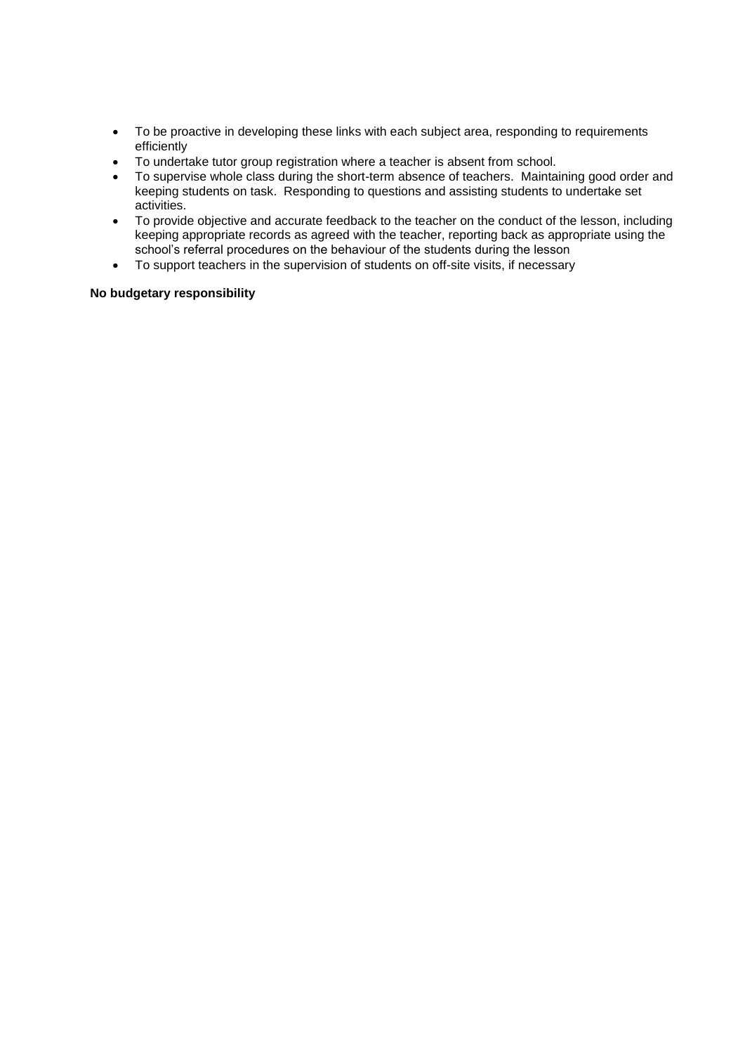- To be proactive in developing these links with each subject area, responding to requirements efficiently
- To undertake tutor group registration where a teacher is absent from school.
- To supervise whole class during the short-term absence of teachers. Maintaining good order and keeping students on task. Responding to questions and assisting students to undertake set activities.
- To provide objective and accurate feedback to the teacher on the conduct of the lesson, including keeping appropriate records as agreed with the teacher, reporting back as appropriate using the school's referral procedures on the behaviour of the students during the lesson
- To support teachers in the supervision of students on off-site visits, if necessary

**No budgetary responsibility**